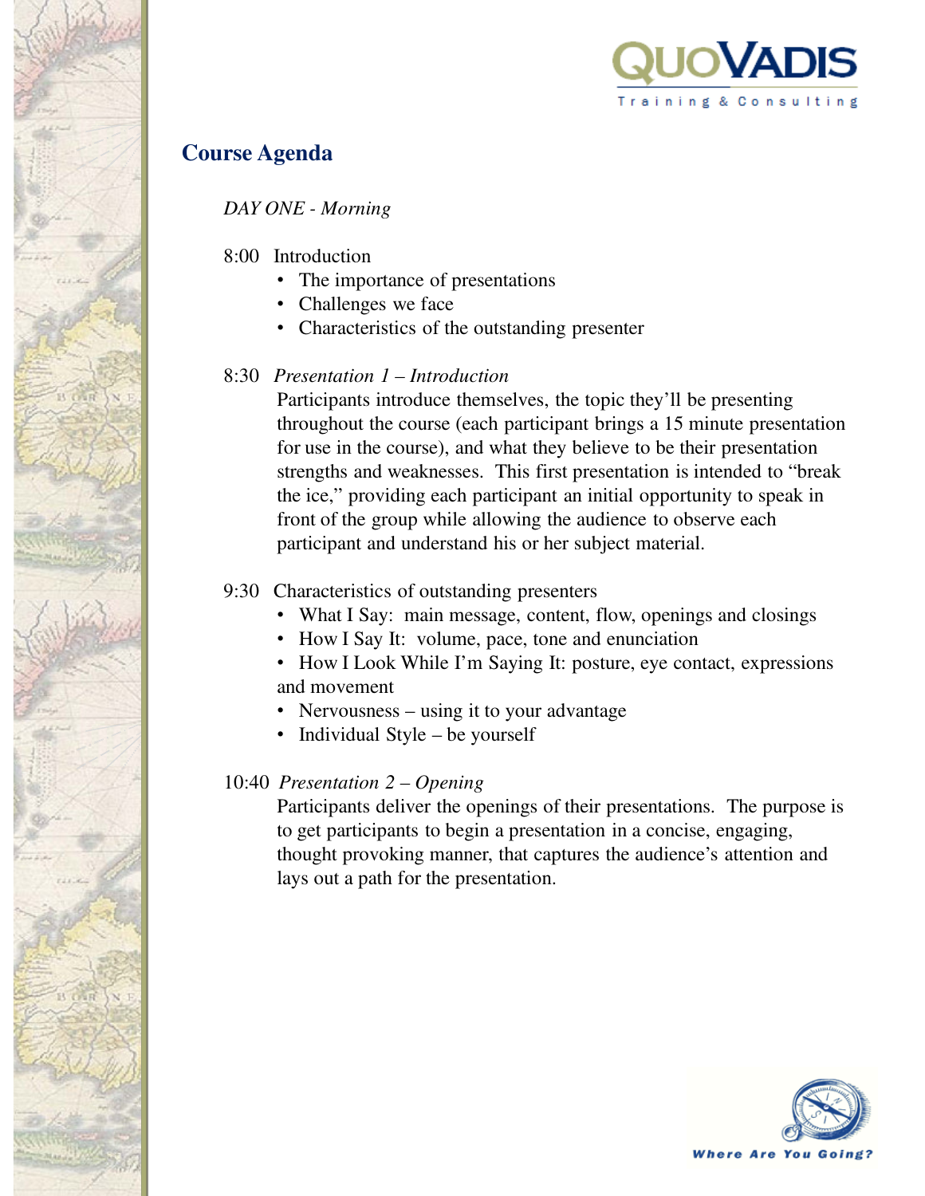## Course Agenda

*DAY ONE - Morning*

8:00 Introduction

- The importance of presentations
- Challenges we face
- Characteristics of the outstanding presenter

8:30 *Presentation 1 – Introduction*

Participants introduce themselves, the topic they'll be presenting throughout the course (each participant brings a 15 minute presentation for use in the course), and what they believe to be their presentation strengths and weaknesses. This first presentation is intended to "break the ice," providing each participant an initial opportunity to speak in front of the group while allowing the audience to observe each participant and understand his or her subject material.

9:30 Characteristics of outstanding presenters

- What I Say: main message, content, flow, openings and closings
- How I Say It: volume, pace, tone and enunciation
- How I Look While I'm Saying It: posture, eye contact, expressions and movement
- Nervousness – using it to your advantage
- Individual Style – be yourself

10:40 *Presentation 2 – Opening*

Participants deliver the openings of their presentations. The purpose is to get participants to begin a presentation in a concise, engaging, thought provoking manner, that captures the audience's attention and lays out a path for the presentation.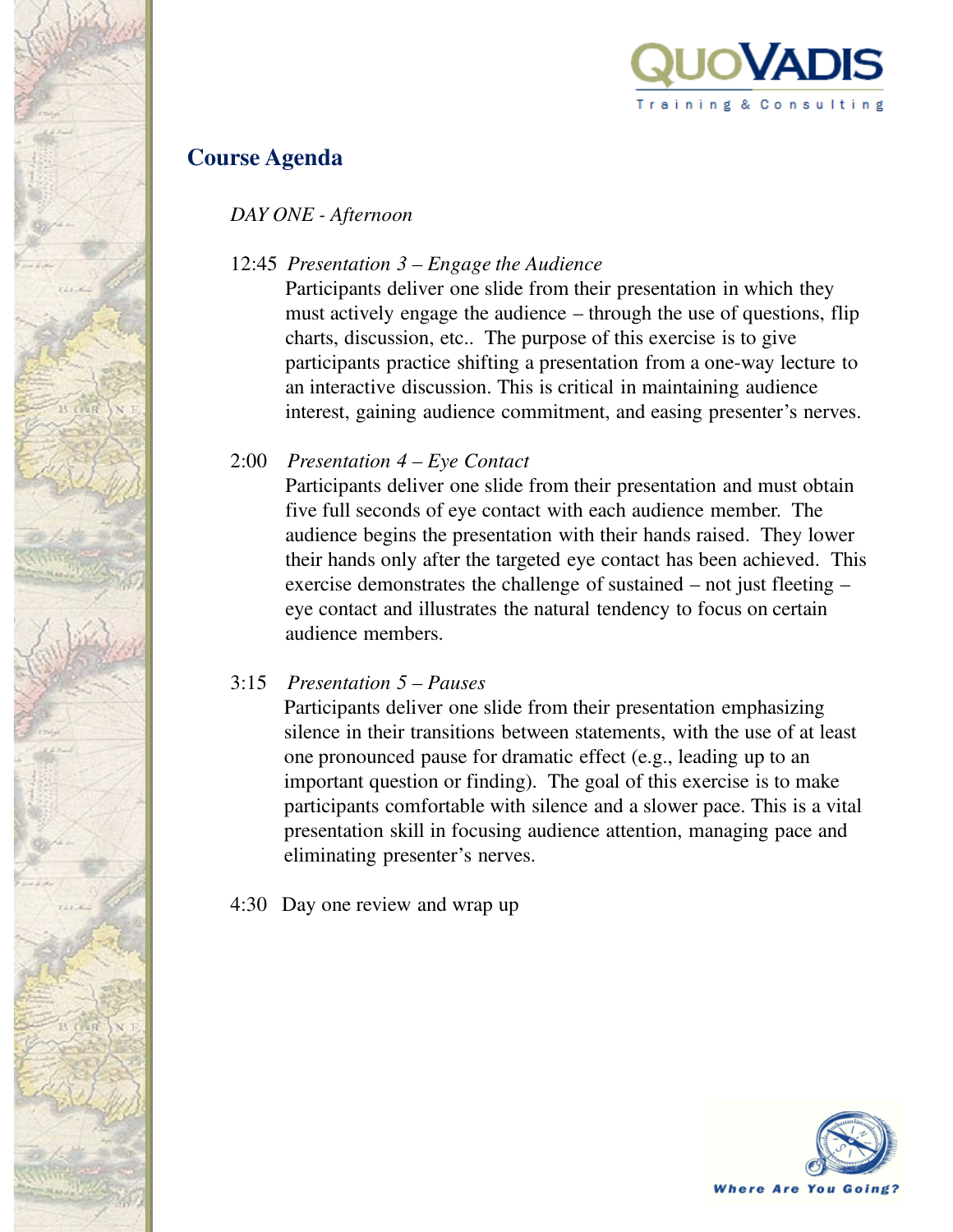## Course Agenda

*DAY ONE - Afternoon*

12:45 *Presentation 3 – Engage the Audience*

Participants deliver one slide from their presentation in which they must actively engage the audience – through the use of questions, flip charts, discussion, etc.. The purpose of this exercise is to give participants practice shifting a presentation from a one-way lecture to an interactive discussion. This is critical in maintaining audience interest, gaining audience commitment, and easing presenter's nerves.

2:00 *Presentation 4 – Eye Contact*

Participants deliver one slide from their presentation and must obtain five full seconds of eye contact with each audience member. The audience begins the presentation with their hands raised. They lower their hands only after the targeted eye contact has been achieved. This exercise demonstrates the challenge of sustained – not just fleeting – eye contact and illustrates the natural tendency to focus on certain audience members.

3:15 *Presentation 5 – Pauses*

Participants deliver one slide from their presentation emphasizing silence in their transitions between statements, with the use of at least one pronounced pause for dramatic effect (e.g., leading up to an important question or finding). The goal of this exercise is to make participants comfortable with silence and a slower pace. This is a vital presentation skill in focusing audience attention, managing pace and eliminating presenter's nerves.

4:30 Day one review and wrap up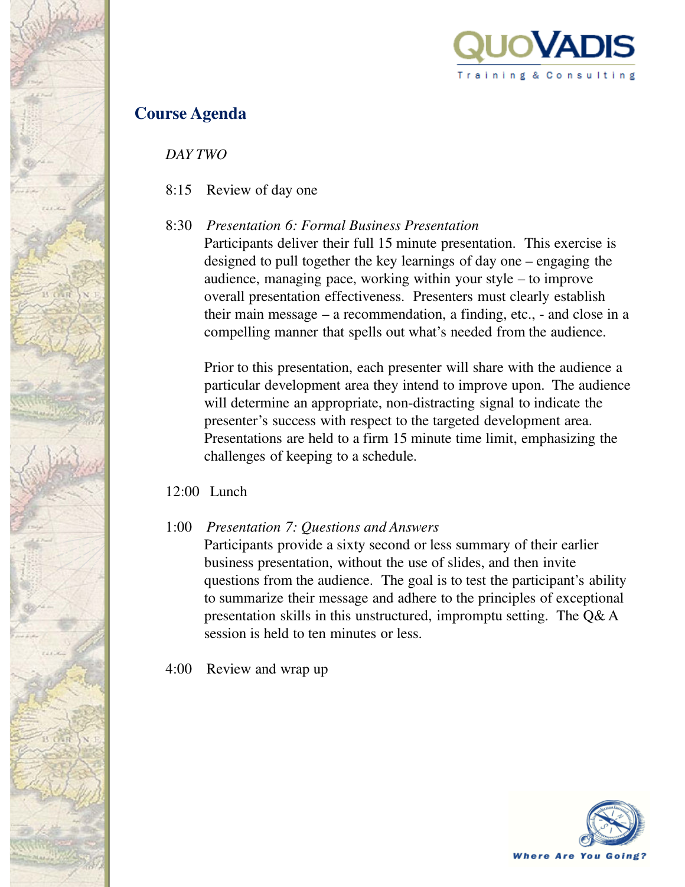QUOVADIS
Training & Consulting

## Course Agenda

*DAY TWO*

8:15 Review of day one

8:30 *Presentation 6: Formal Business Presentation*

Participants deliver their full 15 minute presentation. This exercise is designed to pull together the key learnings of day one – engaging the audience, managing pace, working within your style – to improve overall presentation effectiveness. Presenters must clearly establish their main message – a recommendation, a finding, etc., - and close in a compelling manner that spells out what's needed from the audience.

Prior to this presentation, each presenter will share with the audience a particular development area they intend to improve upon. The audience will determine an appropriate, non-distracting signal to indicate the presenter's success with respect to the targeted development area. Presentations are held to a firm 15 minute time limit, emphasizing the challenges of keeping to a schedule.

12:00 Lunch

1:00 *Presentation 7: Questions and Answers*

Participants provide a sixty second or less summary of their earlier business presentation, without the use of slides, and then invite questions from the audience. The goal is to test the participant's ability to summarize their message and adhere to the principles of exceptional presentation skills in this unstructured, impromptu setting. The Q& A session is held to ten minutes or less.

4:00 Review and wrap up

Where Are You Going?